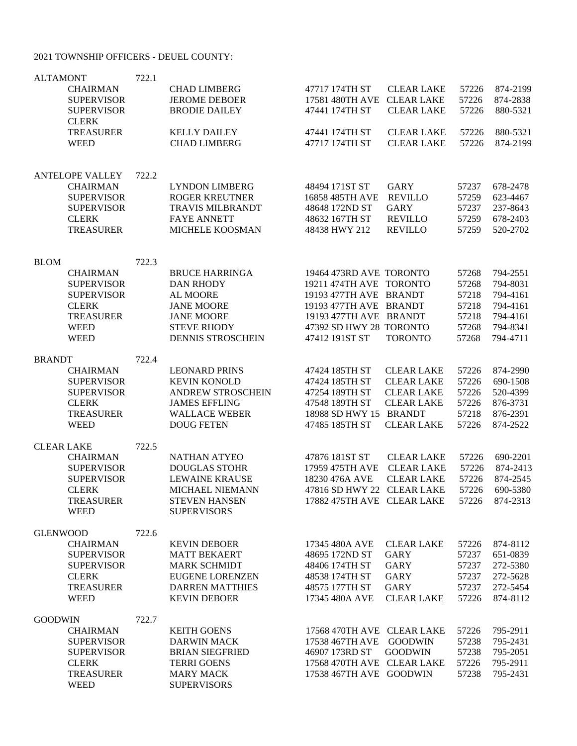2021 TOWNSHIP OFFICERS - DEUEL COUNTY:

| Township / Office | Code | Name | Address | City | Zip | Phone |
|---|---|---|---|---|---|---|
| ALTAMONT | 722.1 | | | | | |
| CHAIRMAN | | CHAD LIMBERG | 47717 174TH ST | CLEAR LAKE | 57226 | 874-2199 |
| SUPERVISOR | | JEROME DEBOER | 17581 480TH AVE | CLEAR LAKE | 57226 | 874-2838 |
| SUPERVISOR | | BRODIE DAILEY | 47441 174TH ST | CLEAR LAKE | 57226 | 880-5321 |
| CLERK | | | | | | |
| TREASURER | | KELLY DAILEY | 47441 174TH ST | CLEAR LAKE | 57226 | 880-5321 |
| WEED | | CHAD LIMBERG | 47717 174TH ST | CLEAR LAKE | 57226 | 874-2199 |
| ANTELOPE VALLEY | 722.2 | | | | | |
| CHAIRMAN | | LYNDON LIMBERG | 48494 171ST ST | GARY | 57237 | 678-2478 |
| SUPERVISOR | | ROGER KREUTNER | 16858 485TH AVE | REVILLO | 57259 | 623-4467 |
| SUPERVISOR | | TRAVIS MILBRANDT | 48648 172ND ST | GARY | 57237 | 237-8643 |
| CLERK | | FAYE ANNETT | 48632 167TH ST | REVILLO | 57259 | 678-2403 |
| TREASURER | | MICHELE KOOSMAN | 48438 HWY 212 | REVILLO | 57259 | 520-2702 |
| BLOM | 722.3 | | | | | |
| CHAIRMAN | | BRUCE HARRINGA | 19464 473RD AVE | TORONTO | 57268 | 794-2551 |
| SUPERVISOR | | DAN RHODY | 19211 474TH AVE | TORONTO | 57268 | 794-8031 |
| SUPERVISOR | | AL MOORE | 19193 477TH AVE | BRANDT | 57218 | 794-4161 |
| CLERK | | JANE MOORE | 19193 477TH AVE | BRANDT | 57218 | 794-4161 |
| TREASURER | | JANE MOORE | 19193 477TH AVE | BRANDT | 57218 | 794-4161 |
| WEED | | STEVE RHODY | 47392 SD HWY 28 | TORONTO | 57268 | 794-8341 |
| WEED | | DENNIS STROSCHEIN | 47412 191ST ST | TORONTO | 57268 | 794-4711 |
| BRANDT | 722.4 | | | | | |
| CHAIRMAN | | LEONARD PRINS | 47424 185TH ST | CLEAR LAKE | 57226 | 874-2990 |
| SUPERVISOR | | KEVIN KONOLD | 47424 185TH ST | CLEAR LAKE | 57226 | 690-1508 |
| SUPERVISOR | | ANDREW STROSCHEIN | 47254 189TH ST | CLEAR LAKE | 57226 | 520-4399 |
| CLERK | | JAMES EFFLING | 47548 189TH ST | CLEAR LAKE | 57226 | 876-3731 |
| TREASURER | | WALLACE WEBER | 18988 SD HWY 15 | BRANDT | 57218 | 876-2391 |
| WEED | | DOUG FETEN | 47485 185TH ST | CLEAR LAKE | 57226 | 874-2522 |
| CLEAR LAKE | 722.5 | | | | | |
| CHAIRMAN | | NATHAN ATYEO | 47876 181ST ST | CLEAR LAKE | 57226 | 690-2201 |
| SUPERVISOR | | DOUGLAS STOHR | 17959 475TH AVE | CLEAR LAKE | 57226 | 874-2413 |
| SUPERVISOR | | LEWAINE KRAUSE | 18230 476A AVE | CLEAR LAKE | 57226 | 874-2545 |
| CLERK | | MICHAEL NIEMANN | 47816 SD HWY 22 | CLEAR LAKE | 57226 | 690-5380 |
| TREASURER | | STEVEN HANSEN | 17882 475TH AVE | CLEAR LAKE | 57226 | 874-2313 |
| WEED | | SUPERVISORS | | | | |
| GLENWOOD | 722.6 | | | | | |
| CHAIRMAN | | KEVIN DEBOER | 17345 480A AVE | CLEAR LAKE | 57226 | 874-8112 |
| SUPERVISOR | | MATT BEKAERT | 48695 172ND ST | GARY | 57237 | 651-0839 |
| SUPERVISOR | | MARK SCHMIDT | 48406 174TH ST | GARY | 57237 | 272-5380 |
| CLERK | | EUGENE LORENZEN | 48538 174TH ST | GARY | 57237 | 272-5628 |
| TREASURER | | DARREN MATTHIES | 48575 177TH ST | GARY | 57237 | 272-5454 |
| WEED | | KEVIN DEBOER | 17345 480A AVE | CLEAR LAKE | 57226 | 874-8112 |
| GOODWIN | 722.7 | | | | | |
| CHAIRMAN | | KEITH GOENS | 17568 470TH AVE | CLEAR LAKE | 57226 | 795-2911 |
| SUPERVISOR | | DARWIN MACK | 17538 467TH AVE | GOODWIN | 57238 | 795-2431 |
| SUPERVISOR | | BRIAN SIEGFRIED | 46907 173RD ST | GOODWIN | 57238 | 795-2051 |
| CLERK | | TERRI GOENS | 17568 470TH AVE | CLEAR LAKE | 57226 | 795-2911 |
| TREASURER | | MARY MACK | 17538 467TH AVE | GOODWIN | 57238 | 795-2431 |
| WEED | | SUPERVISORS | | | | |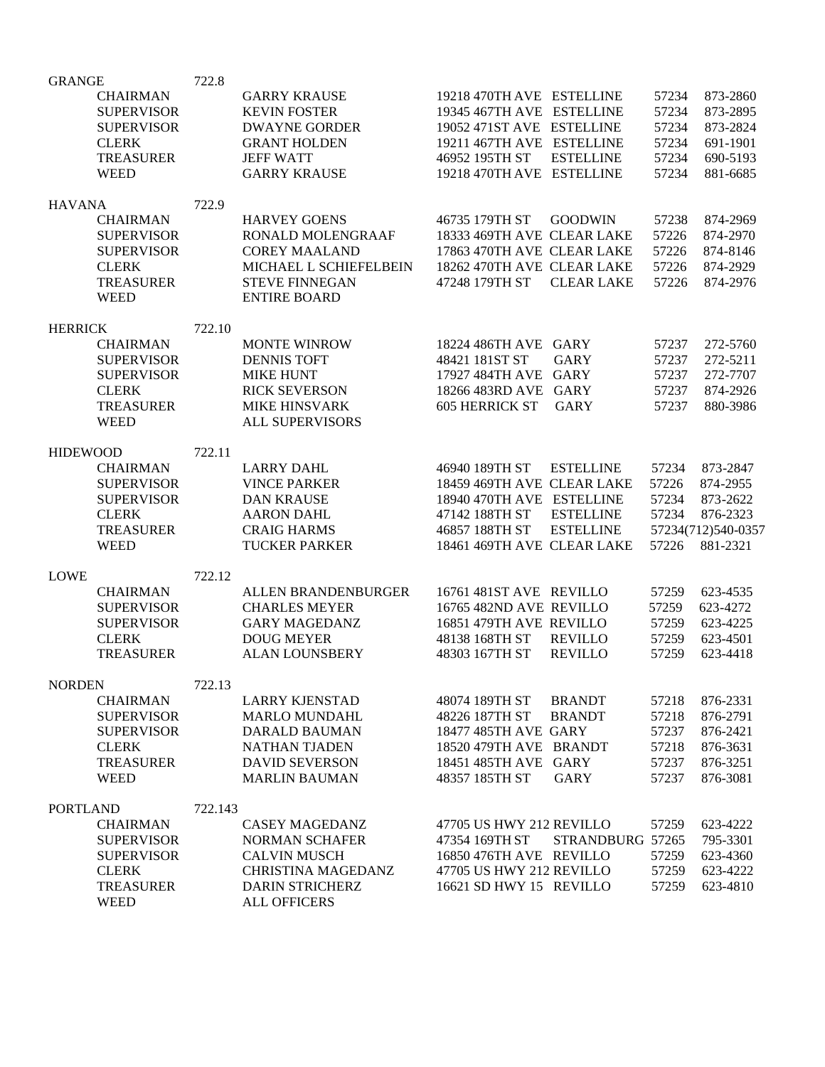| Township | Code | Position | Name | Address | City | ZIP | Phone |
|---|---|---|---|---|---|---|---|
| GRANGE | 722.8 | | | | | | |
| | | CHAIRMAN | GARRY KRAUSE | 19218 470TH AVE | ESTELLINE | 57234 | 873-2860 |
| | | SUPERVISOR | KEVIN FOSTER | 19345 467TH AVE | ESTELLINE | 57234 | 873-2895 |
| | | SUPERVISOR | DWAYNE GORDER | 19052 471ST AVE | ESTELLINE | 57234 | 873-2824 |
| | | CLERK | GRANT HOLDEN | 19211 467TH AVE | ESTELLINE | 57234 | 691-1901 |
| | | TREASURER | JEFF WATT | 46952 195TH ST | ESTELLINE | 57234 | 690-5193 |
| | | WEED | GARRY KRAUSE | 19218 470TH AVE | ESTELLINE | 57234 | 881-6685 |
| HAVANA | 722.9 | | | | | | |
| | | CHAIRMAN | HARVEY GOENS | 46735 179TH ST | GOODWIN | 57238 | 874-2969 |
| | | SUPERVISOR | RONALD MOLENGRAAF | 18333 469TH AVE | CLEAR LAKE | 57226 | 874-2970 |
| | | SUPERVISOR | COREY MAALAND | 17863 470TH AVE | CLEAR LAKE | 57226 | 874-8146 |
| | | CLERK | MICHAEL L SCHIEFELBEIN | 18262 470TH AVE | CLEAR LAKE | 57226 | 874-2929 |
| | | TREASURER | STEVE FINNEGAN | 47248 179TH ST | CLEAR LAKE | 57226 | 874-2976 |
| | | WEED | ENTIRE BOARD | | | | |
| HERRICK | 722.10 | | | | | | |
| | | CHAIRMAN | MONTE WINROW | 18224 486TH AVE | GARY | 57237 | 272-5760 |
| | | SUPERVISOR | DENNIS TOFT | 48421 181ST ST | GARY | 57237 | 272-5211 |
| | | SUPERVISOR | MIKE HUNT | 17927 484TH AVE | GARY | 57237 | 272-7707 |
| | | CLERK | RICK SEVERSON | 18266 483RD AVE | GARY | 57237 | 874-2926 |
| | | TREASURER | MIKE HINSVARK | 605 HERRICK ST | GARY | 57237 | 880-3986 |
| | | WEED | ALL SUPERVISORS | | | | |
| HIDEWOOD | 722.11 | | | | | | |
| | | CHAIRMAN | LARRY DAHL | 46940 189TH ST | ESTELLINE | 57234 | 873-2847 |
| | | SUPERVISOR | VINCE PARKER | 18459 469TH AVE | CLEAR LAKE | 57226 | 874-2955 |
| | | SUPERVISOR | DAN KRAUSE | 18940 470TH AVE | ESTELLINE | 57234 | 873-2622 |
| | | CLERK | AARON DAHL | 47142 188TH ST | ESTELLINE | 57234 | 876-2323 |
| | | TREASURER | CRAIG HARMS | 46857 188TH ST | ESTELLINE | 57234 | (712)540-0357 |
| | | WEED | TUCKER PARKER | 18461 469TH AVE | CLEAR LAKE | 57226 | 881-2321 |
| LOWE | 722.12 | | | | | | |
| | | CHAIRMAN | ALLEN BRANDENBURGER | 16761 481ST AVE | REVILLO | 57259 | 623-4535 |
| | | SUPERVISOR | CHARLES MEYER | 16765 482ND AVE | REVILLO | 57259 | 623-4272 |
| | | SUPERVISOR | GARY MAGEDANZ | 16851 479TH AVE | REVILLO | 57259 | 623-4225 |
| | | CLERK | DOUG MEYER | 48138 168TH ST | REVILLO | 57259 | 623-4501 |
| | | TREASURER | ALAN LOUNSBERY | 48303 167TH ST | REVILLO | 57259 | 623-4418 |
| NORDEN | 722.13 | | | | | | |
| | | CHAIRMAN | LARRY KJENSTAD | 48074 189TH ST | BRANDT | 57218 | 876-2331 |
| | | SUPERVISOR | MARLO MUNDAHL | 48226 187TH ST | BRANDT | 57218 | 876-2791 |
| | | SUPERVISOR | DARALD BAUMAN | 18477 485TH AVE | GARY | 57237 | 876-2421 |
| | | CLERK | NATHAN TJADEN | 18520 479TH AVE | BRANDT | 57218 | 876-3631 |
| | | TREASURER | DAVID SEVERSON | 18451 485TH AVE | GARY | 57237 | 876-3251 |
| | | WEED | MARLIN BAUMAN | 48357 185TH ST | GARY | 57237 | 876-3081 |
| PORTLAND | 722.143 | | | | | | |
| | | CHAIRMAN | CASEY MAGEDANZ | 47705 US HWY 212 | REVILLO | 57259 | 623-4222 |
| | | SUPERVISOR | NORMAN SCHAFER | 47354 169TH ST | STRANDBURG | 57265 | 795-3301 |
| | | SUPERVISOR | CALVIN MUSCH | 16850 476TH AVE | REVILLO | 57259 | 623-4360 |
| | | CLERK | CHRISTINA MAGEDANZ | 47705 US HWY 212 | REVILLO | 57259 | 623-4222 |
| | | TREASURER | DARIN STRICHERZ | 16621 SD HWY 15 | REVILLO | 57259 | 623-4810 |
| | | WEED | ALL OFFICERS | | | | |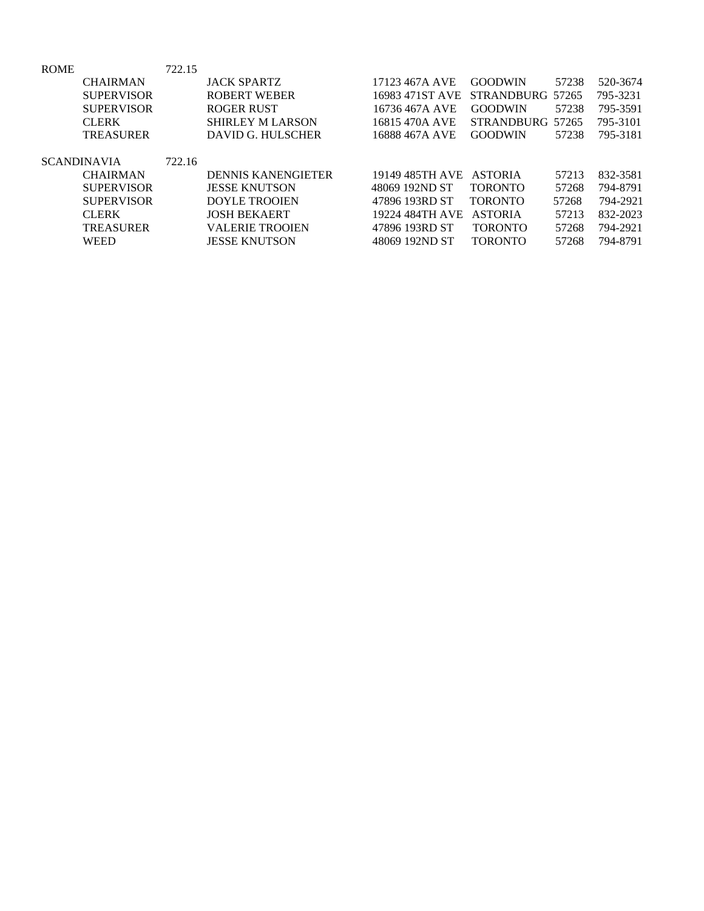| | | | | | | | |
|---|---|---|---|---|---|---|---|
| ROME | | 722.15 | | | | | |
| | CHAIRMAN | | JACK SPARTZ | 17123 467A AVE | GOODWIN | 57238 | 520-3674 |
| | SUPERVISOR | | ROBERT WEBER | 16983 471ST AVE | STRANDBURG | 57265 | 795-3231 |
| | SUPERVISOR | | ROGER RUST | 16736 467A AVE | GOODWIN | 57238 | 795-3591 |
| | CLERK | | SHIRLEY M LARSON | 16815 470A AVE | STRANDBURG | 57265 | 795-3101 |
| | TREASURER | | DAVID G. HULSCHER | 16888 467A AVE | GOODWIN | 57238 | 795-3181 |
| SCANDINAVIA | | 722.16 | | | | | |
| | CHAIRMAN | | DENNIS KANENGIETER | 19149 485TH AVE | ASTORIA | 57213 | 832-3581 |
| | SUPERVISOR | | JESSE KNUTSON | 48069 192ND ST | TORONTO | 57268 | 794-8791 |
| | SUPERVISOR | | DOYLE TROOIEN | 47896 193RD ST | TORONTO | 57268 | 794-2921 |
| | CLERK | | JOSH BEKAERT | 19224 484TH AVE | ASTORIA | 57213 | 832-2023 |
| | TREASURER | | VALERIE TROOIEN | 47896 193RD ST | TORONTO | 57268 | 794-2921 |
| | WEED | | JESSE KNUTSON | 48069 192ND ST | TORONTO | 57268 | 794-8791 |